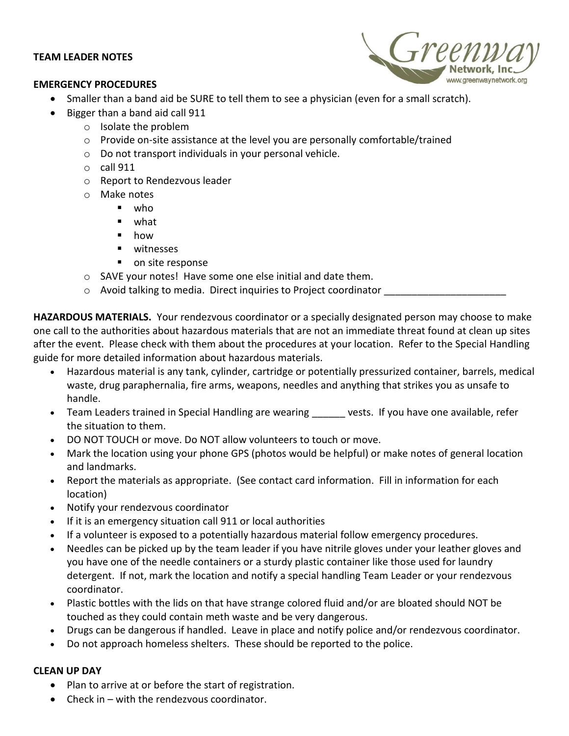**TEAM LEADER NOTES**

**EMERGENCY PROCEDURES**

- Smaller than a band aid be SURE to tell them to see a physician (even for a small scratch).
- Bigger than a band aid call 911
  - Isolate the problem
  - Provide on-site assistance at the level you are personally comfortable/trained
  - Do not transport individuals in your personal vehicle.
  - call 911
  - Report to Rendezvous leader
  - Make notes
    - who
    - what
    - how
    - witnesses
    - on site response
  - SAVE your notes! Have some one else initial and date them.
  - Avoid talking to media. Direct inquiries to Project coordinator ______________________

**HAZARDOUS MATERIALS.** Your rendezvous coordinator or a specially designated person may choose to make one call to the authorities about hazardous materials that are not an immediate threat found at clean up sites after the event. Please check with them about the procedures at your location. Refer to the Special Handling guide for more detailed information about hazardous materials.

- Hazardous material is any tank, cylinder, cartridge or potentially pressurized container, barrels, medical waste, drug paraphernalia, fire arms, weapons, needles and anything that strikes you as unsafe to handle.
- Team Leaders trained in Special Handling are wearing ______ vests. If you have one available, refer the situation to them.
- DO NOT TOUCH or move. Do NOT allow volunteers to touch or move.
- Mark the location using your phone GPS (photos would be helpful) or make notes of general location and landmarks.
- Report the materials as appropriate. (See contact card information. Fill in information for each location)
- Notify your rendezvous coordinator
- If it is an emergency situation call 911 or local authorities
- If a volunteer is exposed to a potentially hazardous material follow emergency procedures.
- Needles can be picked up by the team leader if you have nitrile gloves under your leather gloves and you have one of the needle containers or a sturdy plastic container like those used for laundry detergent. If not, mark the location and notify a special handling Team Leader or your rendezvous coordinator.
- Plastic bottles with the lids on that have strange colored fluid and/or are bloated should NOT be touched as they could contain meth waste and be very dangerous.
- Drugs can be dangerous if handled. Leave in place and notify police and/or rendezvous coordinator.
- Do not approach homeless shelters. These should be reported to the police.

**CLEAN UP DAY**

- Plan to arrive at or before the start of registration.
- Check in – with the rendezvous coordinator.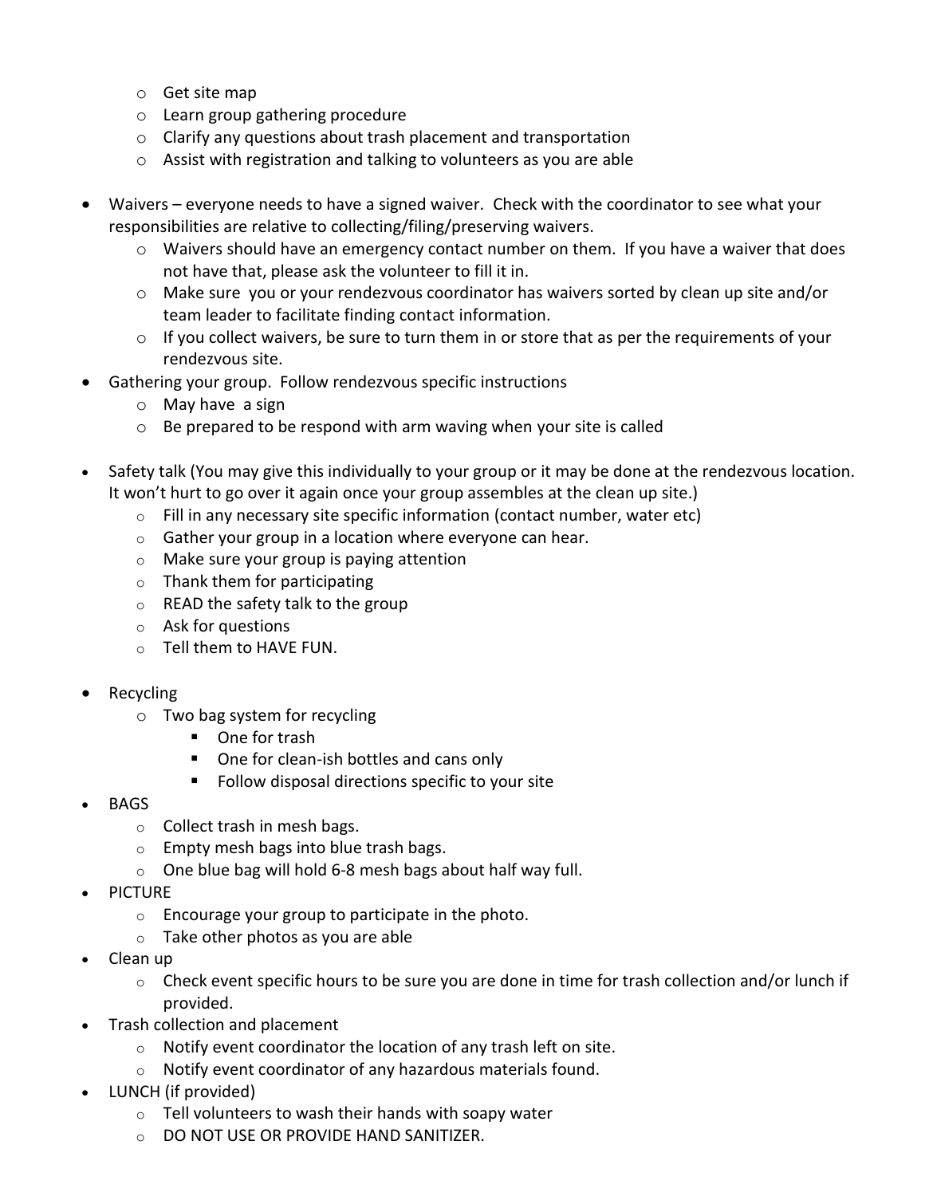- Get site map
    - Learn group gathering procedure
    - Clarify any questions about trash placement and transportation
    - Assist with registration and talking to volunteers as you are able

- Waivers – everyone needs to have a signed waiver. Check with the coordinator to see what your responsibilities are relative to collecting/filing/preserving waivers.
    - Waivers should have an emergency contact number on them. If you have a waiver that does not have that, please ask the volunteer to fill it in.
    - Make sure you or your rendezvous coordinator has waivers sorted by clean up site and/or team leader to facilitate finding contact information.
    - If you collect waivers, be sure to turn them in or store that as per the requirements of your rendezvous site.
- Gathering your group. Follow rendezvous specific instructions
    - May have a sign
    - Be prepared to be respond with arm waving when your site is called

- Safety talk (You may give this individually to your group or it may be done at the rendezvous location. It won't hurt to go over it again once your group assembles at the clean up site.)
    - Fill in any necessary site specific information (contact number, water etc)
    - Gather your group in a location where everyone can hear.
    - Make sure your group is paying attention
    - Thank them for participating
    - READ the safety talk to the group
    - Ask for questions
    - Tell them to HAVE FUN.

- Recycling
    - Two bag system for recycling
        - One for trash
        - One for clean-ish bottles and cans only
        - Follow disposal directions specific to your site
- BAGS
    - Collect trash in mesh bags.
    - Empty mesh bags into blue trash bags.
    - One blue bag will hold 6-8 mesh bags about half way full.
- PICTURE
    - Encourage your group to participate in the photo.
    - Take other photos as you are able
- Clean up
    - Check event specific hours to be sure you are done in time for trash collection and/or lunch if provided.
- Trash collection and placement
    - Notify event coordinator the location of any trash left on site.
    - Notify event coordinator of any hazardous materials found.
- LUNCH (if provided)
    - Tell volunteers to wash their hands with soapy water
    - DO NOT USE OR PROVIDE HAND SANITIZER.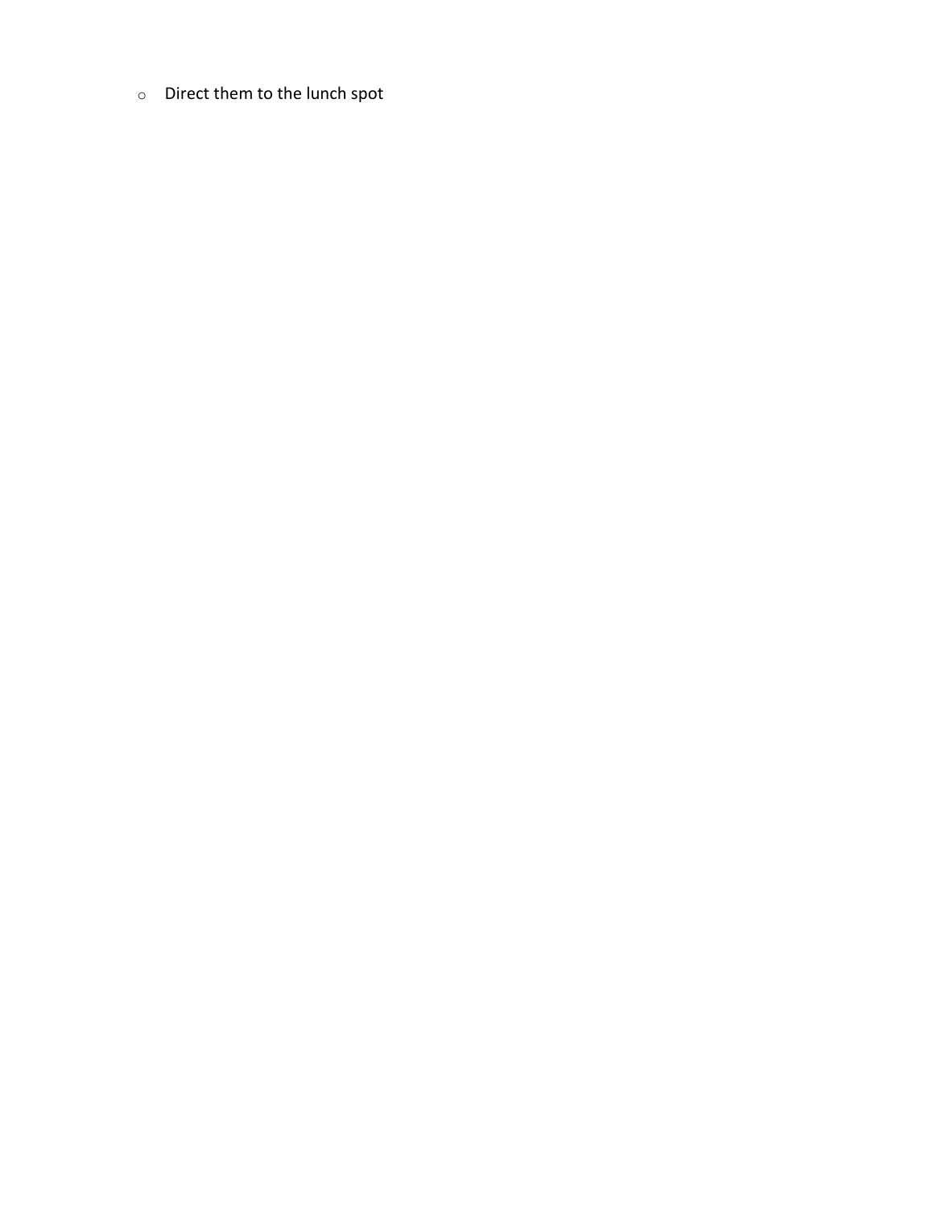- Direct them to the lunch spot